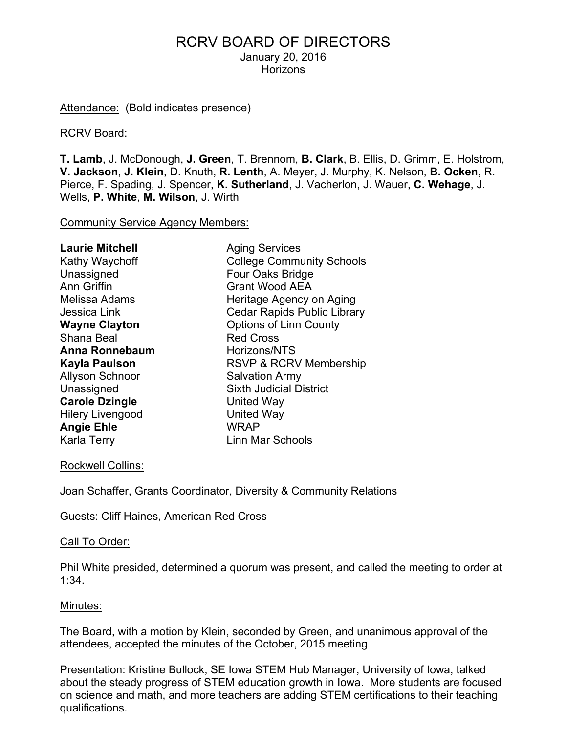# RCRV BOARD OF DIRECTORS

January 20, 2016
Horizons

Attendance: (Bold indicates presence)

RCRV Board:

**T. Lamb**, J. McDonough, **J. Green**, T. Brennom, **B. Clark**, B. Ellis, D. Grimm, E. Holstrom, **V. Jackson**, **J. Klein**, D. Knuth, **R. Lenth**, A. Meyer, J. Murphy, K. Nelson, **B. Ocken**, R. Pierce, F. Spading, J. Spencer, **K. Sutherland**, J. Vacherlon, J. Wauer, **C. Wehage**, J. Wells, **P. White**, **M. Wilson**, J. Wirth

Community Service Agency Members:

| | |
|---|---|
| **Laurie Mitchell** | Aging Services |
| Kathy Waychoff | College Community Schools |
| Unassigned | Four Oaks Bridge |
| Ann Griffin | Grant Wood AEA |
| Melissa Adams | Heritage Agency on Aging |
| Jessica Link | Cedar Rapids Public Library |
| **Wayne Clayton** | Options of Linn County |
| Shana Beal | Red Cross |
| **Anna Ronnebaum** | Horizons/NTS |
| **Kayla Paulson** | RSVP & RCRV Membership |
| Allyson Schnoor | Salvation Army |
| Unassigned | Sixth Judicial District |
| **Carole Dzingle** | United Way |
| Hilery Livengood | United Way |
| **Angie Ehle** | WRAP |
| Karla Terry | Linn Mar Schools |

Rockwell Collins:

Joan Schaffer, Grants Coordinator, Diversity & Community Relations

Guests: Cliff Haines, American Red Cross

Call To Order:

Phil White presided, determined a quorum was present, and called the meeting to order at 1:34.

Minutes:

The Board, with a motion by Klein, seconded by Green, and unanimous approval of the attendees, accepted the minutes of the October, 2015 meeting

Presentation: Kristine Bullock, SE Iowa STEM Hub Manager, University of Iowa, talked about the steady progress of STEM education growth in Iowa. More students are focused on science and math, and more teachers are adding STEM certifications to their teaching qualifications.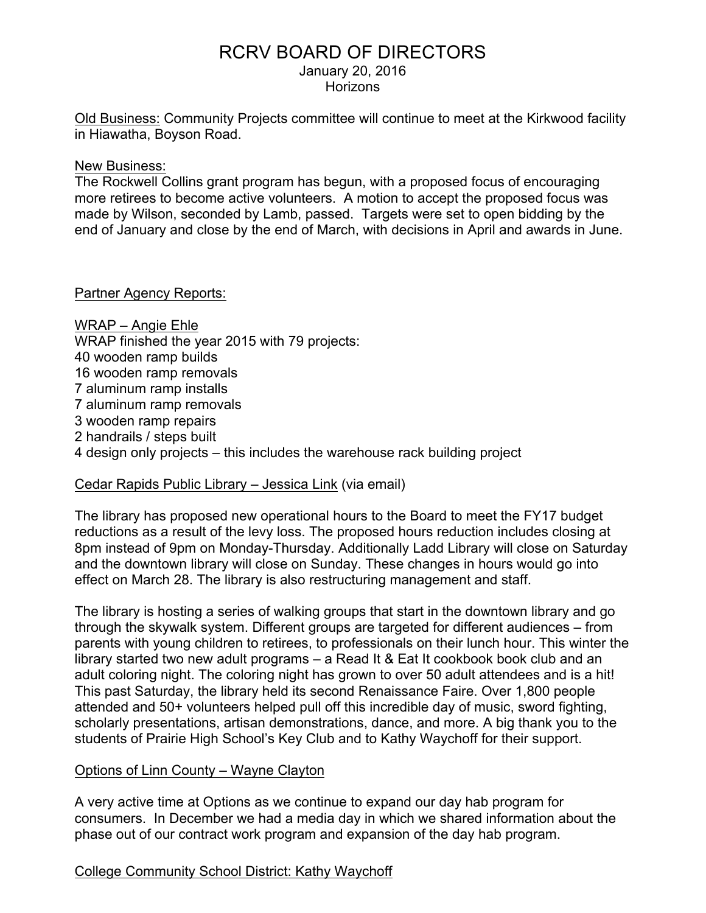# RCRV BOARD OF DIRECTORS

January 20, 2016
Horizons

Old Business: Community Projects committee will continue to meet at the Kirkwood facility in Hiawatha, Boyson Road.

New Business:
The Rockwell Collins grant program has begun, with a proposed focus of encouraging more retirees to become active volunteers. A motion to accept the proposed focus was made by Wilson, seconded by Lamb, passed. Targets were set to open bidding by the end of January and close by the end of March, with decisions in April and awards in June.

Partner Agency Reports:

WRAP – Angie Ehle
WRAP finished the year 2015 with 79 projects:
40 wooden ramp builds
16 wooden ramp removals
7 aluminum ramp installs
7 aluminum ramp removals
3 wooden ramp repairs
2 handrails / steps built
4 design only projects – this includes the warehouse rack building project

Cedar Rapids Public Library – Jessica Link (via email)

The library has proposed new operational hours to the Board to meet the FY17 budget reductions as a result of the levy loss. The proposed hours reduction includes closing at 8pm instead of 9pm on Monday-Thursday. Additionally Ladd Library will close on Saturday and the downtown library will close on Sunday. These changes in hours would go into effect on March 28. The library is also restructuring management and staff.

The library is hosting a series of walking groups that start in the downtown library and go through the skywalk system. Different groups are targeted for different audiences – from parents with young children to retirees, to professionals on their lunch hour. This winter the library started two new adult programs – a Read It & Eat It cookbook book club and an adult coloring night. The coloring night has grown to over 50 adult attendees and is a hit! This past Saturday, the library held its second Renaissance Faire. Over 1,800 people attended and 50+ volunteers helped pull off this incredible day of music, sword fighting, scholarly presentations, artisan demonstrations, dance, and more. A big thank you to the students of Prairie High School's Key Club and to Kathy Waychoff for their support.

Options of Linn County – Wayne Clayton

A very active time at Options as we continue to expand our day hab program for consumers. In December we had a media day in which we shared information about the phase out of our contract work program and expansion of the day hab program.

College Community School District: Kathy Waychoff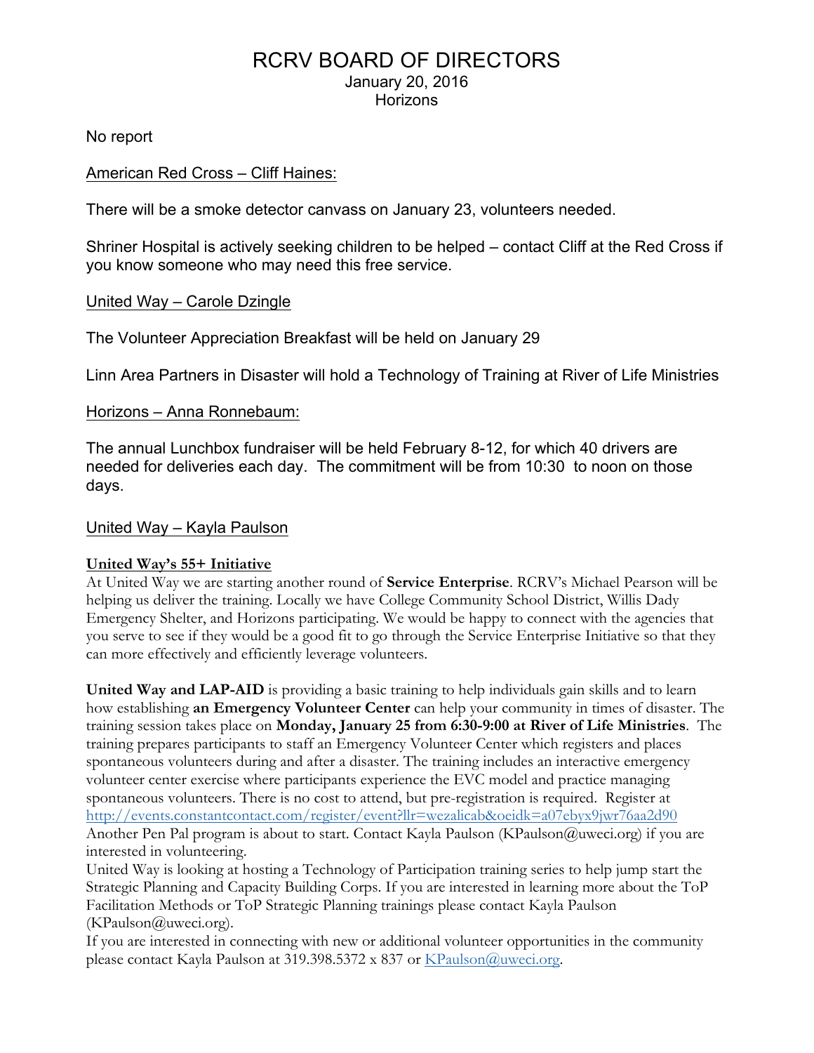# RCRV BOARD OF DIRECTORS

January 20, 2016
Horizons

No report

American Red Cross – Cliff Haines:

There will be a smoke detector canvass on January 23, volunteers needed.

Shriner Hospital is actively seeking children to be helped – contact Cliff at the Red Cross if you know someone who may need this free service.

United Way – Carole Dzingle

The Volunteer Appreciation Breakfast will be held on January 29

Linn Area Partners in Disaster will hold a Technology of Training at River of Life Ministries

Horizons – Anna Ronnebaum:

The annual Lunchbox fundraiser will be held February 8-12, for which 40 drivers are needed for deliveries each day. The commitment will be from 10:30 to noon on those days.

United Way – Kayla Paulson

**United Way's 55+ Initiative**

At United Way we are starting another round of **Service Enterprise**. RCRV's Michael Pearson will be helping us deliver the training. Locally we have College Community School District, Willis Dady Emergency Shelter, and Horizons participating. We would be happy to connect with the agencies that you serve to see if they would be a good fit to go through the Service Enterprise Initiative so that they can more effectively and efficiently leverage volunteers.

**United Way and LAP-AID** is providing a basic training to help individuals gain skills and to learn how establishing **an Emergency Volunteer Center** can help your community in times of disaster. The training session takes place on **Monday, January 25 from 6:30-9:00 at River of Life Ministries**. The training prepares participants to staff an Emergency Volunteer Center which registers and places spontaneous volunteers during and after a disaster. The training includes an interactive emergency volunteer center exercise where participants experience the EVC model and practice managing spontaneous volunteers. There is no cost to attend, but pre-registration is required. Register at http://events.constantcontact.com/register/event?llr=wezalicab&oeidk=a07ebyx9jwr76aa2d90

Another Pen Pal program is about to start. Contact Kayla Paulson (KPaulson@uweci.org) if you are interested in volunteering.

United Way is looking at hosting a Technology of Participation training series to help jump start the Strategic Planning and Capacity Building Corps. If you are interested in learning more about the ToP Facilitation Methods or ToP Strategic Planning trainings please contact Kayla Paulson (KPaulson@uweci.org).

If you are interested in connecting with new or additional volunteer opportunities in the community please contact Kayla Paulson at 319.398.5372 x 837 or KPaulson@uweci.org.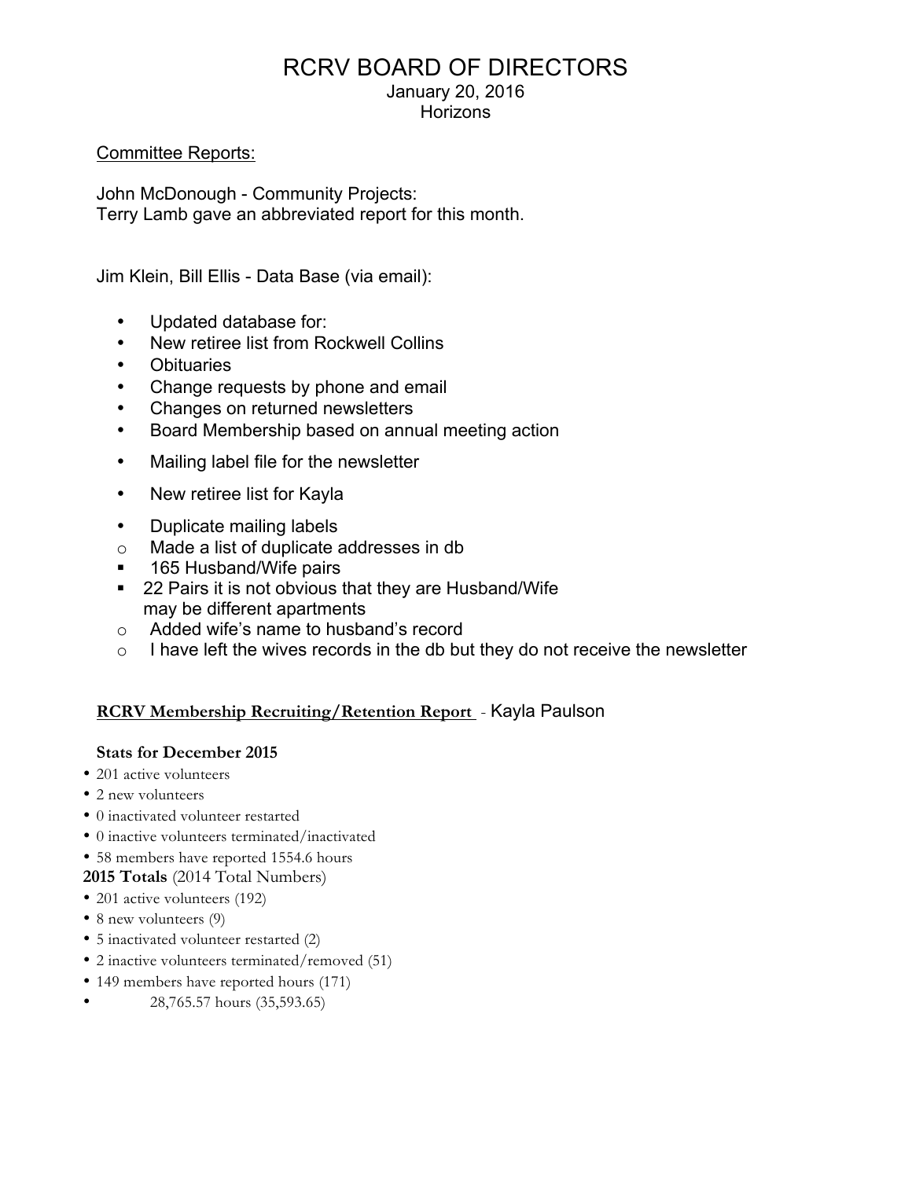# RCRV BOARD OF DIRECTORS

January 20, 2016
Horizons

Committee Reports:

John McDonough - Community Projects:
Terry Lamb gave an abbreviated report for this month.

Jim Klein, Bill Ellis - Data Base (via email):

- Updated database for:
- New retiree list from Rockwell Collins
- Obituaries
- Change requests by phone and email
- Changes on returned newsletters
- Board Membership based on annual meeting action
- Mailing label file for the newsletter
- New retiree list for Kayla
- Duplicate mailing labels
  - Made a list of duplicate addresses in db
    - 165 Husband/Wife pairs
    - 22 Pairs it is not obvious that they are Husband/Wife may be different apartments
  - Added wife's name to husband's record
  - I have left the wives records in the db but they do not receive the newsletter

**RCRV Membership Recruiting/Retention Report** - Kayla Paulson

**Stats for December 2015**

- 201 active volunteers
- 2 new volunteers
- 0 inactivated volunteer restarted
- 0 inactive volunteers terminated/inactivated
- 58 members have reported 1554.6 hours

**2015 Totals** (2014 Total Numbers)

- 201 active volunteers (192)
- 8 new volunteers (9)
- 5 inactivated volunteer restarted (2)
- 2 inactive volunteers terminated/removed (51)
- 149 members have reported hours (171)
- 28,765.57 hours (35,593.65)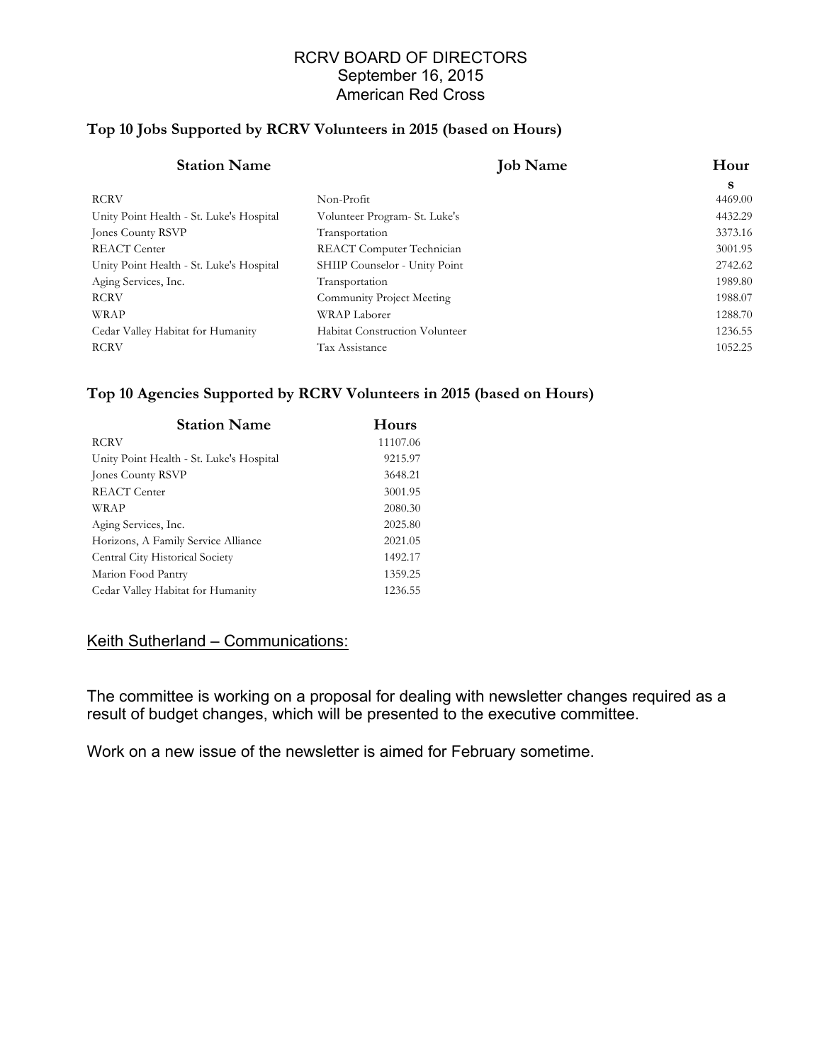RCRV BOARD OF DIRECTORS
September 16, 2015
American Red Cross

### Top 10 Jobs Supported by RCRV Volunteers in 2015 (based on Hours)

| Station Name | Job Name | Hours |
|---|---|---|
| RCRV | Non-Profit | 4469.00 |
| Unity Point Health - St. Luke's Hospital | Volunteer Program- St. Luke's | 4432.29 |
| Jones County RSVP | Transportation | 3373.16 |
| REACT Center | REACT Computer Technician | 3001.95 |
| Unity Point Health - St. Luke's Hospital | SHIIP Counselor - Unity Point | 2742.62 |
| Aging Services, Inc. | Transportation | 1989.80 |
| RCRV | Community Project Meeting | 1988.07 |
| WRAP | WRAP Laborer | 1288.70 |
| Cedar Valley Habitat for Humanity | Habitat Construction Volunteer | 1236.55 |
| RCRV | Tax Assistance | 1052.25 |

### Top 10 Agencies Supported by RCRV Volunteers in 2015 (based on Hours)

| Station Name | Hours |
|---|---|
| RCRV | 11107.06 |
| Unity Point Health - St. Luke's Hospital | 9215.97 |
| Jones County RSVP | 3648.21 |
| REACT Center | 3001.95 |
| WRAP | 2080.30 |
| Aging Services, Inc. | 2025.80 |
| Horizons, A Family Service Alliance | 2021.05 |
| Central City Historical Society | 1492.17 |
| Marion Food Pantry | 1359.25 |
| Cedar Valley Habitat for Humanity | 1236.55 |

Keith Sutherland – Communications:

The committee is working on a proposal for dealing with newsletter changes required as a result of budget changes, which will be presented to the executive committee.

Work on a new issue of the newsletter is aimed for February sometime.